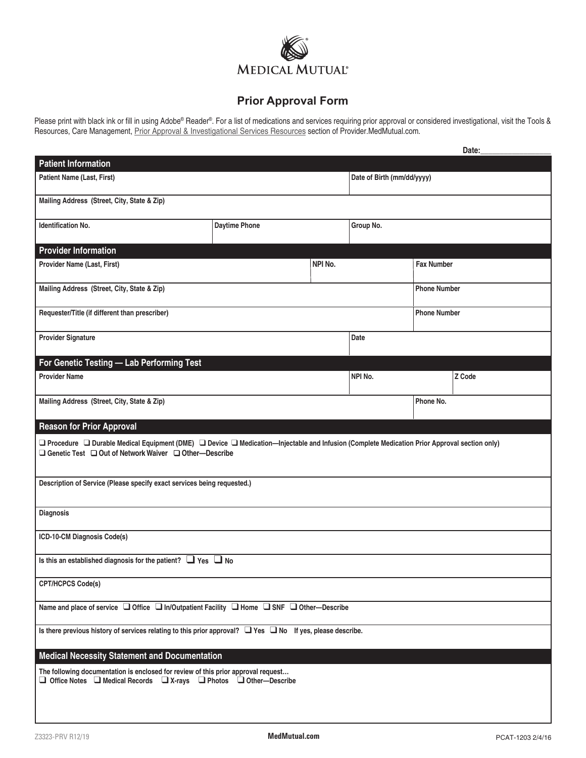MEDICAL MUTUAL®

# Prior Approval Form

Please print with black ink or fill in using Adobe® Reader®. For a list of medications and services requiring prior approval or considered investigational, visit the Tools & Resources, Care Management, Prior Approval & Investigational Services Resources section of Provider.MedMutual.com.

**Date:**_________________

## Patient Information

| Patient Name (Last, First) | | Date of Birth (mm/dd/yyyy) |
|---|---|---|
| **Mailing Address (Street, City, State & Zip)** | | |
| **Identification No.** | **Daytime Phone** | **Group No.** |

## Provider Information

| Provider Name (Last, First) | NPI No. | Fax Number |
|---|---|---|
| **Mailing Address (Street, City, State & Zip)** | | **Phone Number** |
| **Requester/Title (if different than prescriber)** | | **Phone Number** |
| **Provider Signature** | **Date** | |

## For Genetic Testing — Lab Performing Test

| Provider Name | NPI No. | Z Code |
|---|---|---|
| **Mailing Address (Street, City, State & Zip)** | **Phone No.** | |

## Reason for Prior Approval

❑ Procedure ❑ Durable Medical Equipment (DME) ❑ Device ❑ Medication—Injectable and Infusion (Complete Medication Prior Approval section only)
❑ Genetic Test ❑ Out of Network Waiver ❑ Other—Describe

**Description of Service (Please specify exact services being requested.)**

**Diagnosis**

**ICD-10-CM Diagnosis Code(s)**

**Is this an established diagnosis for the patient?** ❑ Yes ❑ No

**CPT/HCPCS Code(s)**

**Name and place of service** ❑ Office ❑ In/Outpatient Facility ❑ Home ❑ SNF ❑ Other—Describe

**Is there previous history of services relating to this prior approval?** ❑ Yes ❑ No **If yes, please describe.**

## Medical Necessity Statement and Documentation

**The following documentation is enclosed for review of this prior approval request…**
❑ Office Notes ❑ Medical Records ❑ X-rays ❑ Photos ❑ Other—Describe

Z3323-PRV R12/19 MedMutual.com PCAT-1203 2/4/16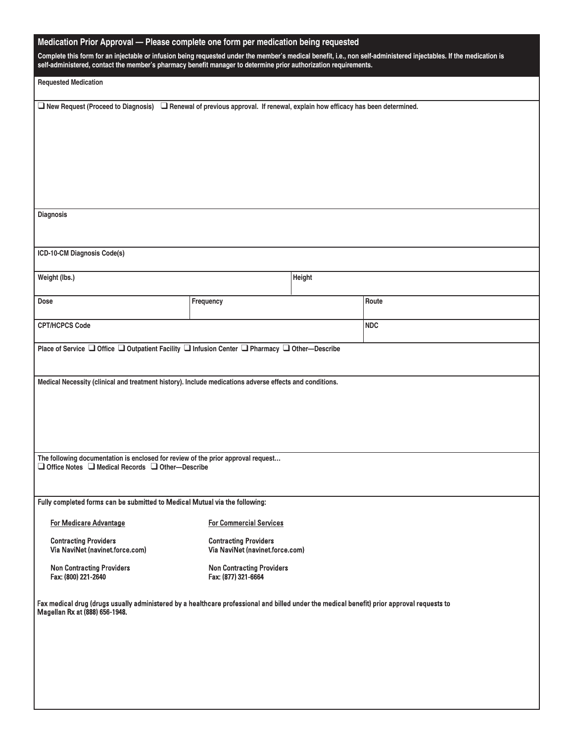## Medication Prior Approval — Please complete one form per medication being requested

**Complete this form for an injectable or infusion being requested under the member's medical benefit, i.e., non self-administered injectables. If the medication is self-administered, contact the member's pharmacy benefit manager to determine prior authorization requirements.**

**Requested Medication**

❑ **New Request (Proceed to Diagnosis)** ❑ **Renewal of previous approval. If renewal, explain how efficacy has been determined.**

**Diagnosis**

**ICD-10-CM Diagnosis Code(s)**

| Weight (lbs.) | Height |
|---|---|
| | |

| Dose | Frequency | Route |
|---|---|---|
| | | |

| CPT/HCPCS Code | NDC |
|---|---|
| | |

**Place of Service** ❑ **Office** ❑ **Outpatient Facility** ❑ **Infusion Center** ❑ **Pharmacy** ❑ **Other—Describe**

**Medical Necessity (clinical and treatment history). Include medications adverse effects and conditions.**

**The following documentation is enclosed for review of the prior approval request…**
❑ **Office Notes** ❑ **Medical Records** ❑ **Other—Describe**

**Fully completed forms can be submitted to Medical Mutual via the following:**

| For Medicare Advantage | For Commercial Services |
|---|---|
| **Contracting Providers**<br>**Via NaviNet (navinet.force.com)** | **Contracting Providers**<br>**Via NaviNet (navinet.force.com)** |
| **Non Contracting Providers**<br>**Fax: (800) 221-2640** | **Non Contracting Providers**<br>**Fax: (877) 321-6664** |

**Fax medical drug (drugs usually administered by a healthcare professional and billed under the medical benefit) prior approval requests to Magellan Rx at (888) 656-1948.**